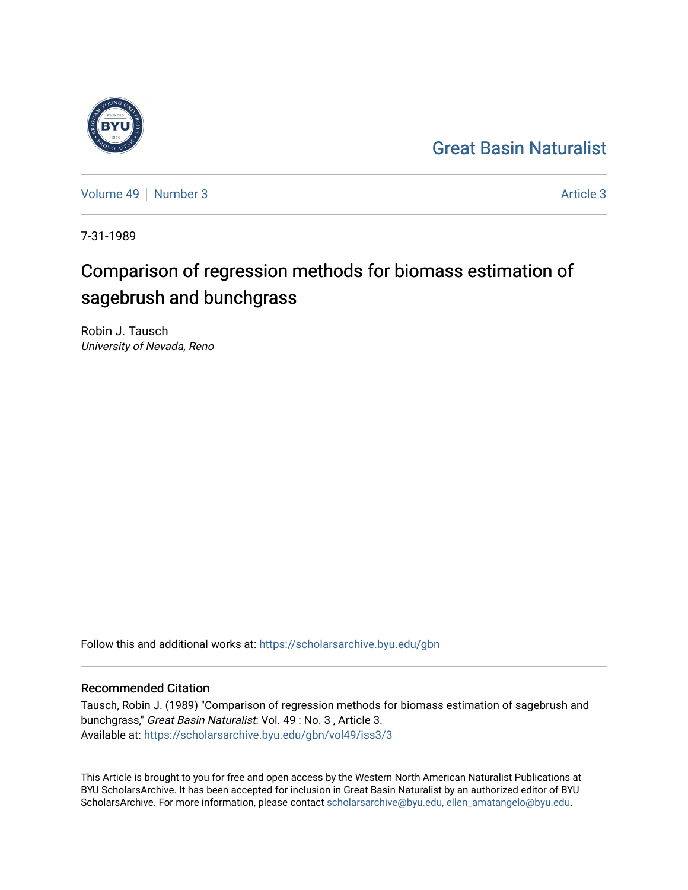Great Basin Naturalist

Volume 49 | Number 3 Article 3

7-31-1989

# Comparison of regression methods for biomass estimation of sagebrush and bunchgrass

Robin J. Tausch
*University of Nevada, Reno*

Follow this and additional works at: https://scholarsarchive.byu.edu/gbn

## Recommended Citation

Tausch, Robin J. (1989) "Comparison of regression methods for biomass estimation of sagebrush and bunchgrass," *Great Basin Naturalist*: Vol. 49 : No. 3 , Article 3.
Available at: https://scholarsarchive.byu.edu/gbn/vol49/iss3/3

This Article is brought to you for free and open access by the Western North American Naturalist Publications at BYU ScholarsArchive. It has been accepted for inclusion in Great Basin Naturalist by an authorized editor of BYU ScholarsArchive. For more information, please contact scholarsarchive@byu.edu, ellen_amatangelo@byu.edu.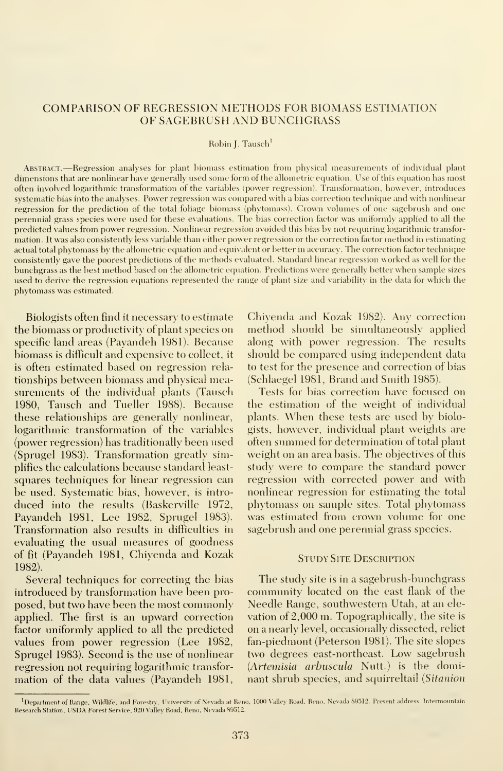# COMPARISON OF REGRESSION METHODS FOR BIOMASS ESTIMATION OF SAGEBRUSH AND BUNCHGRASS

Robin J. Tausch[1]

ABSTRACT.—Regression analyses for plant biomass estimation from physical measurements of individual plant dimensions that are nonlinear have generally used some form of the allometric equation. Use of this equation has most often involved logarithmic transformation of the variables (power regression). Transformation, however, introduces systematic bias into the analyses. Power regression was compared with a bias correction technique and with nonlinear regression for the prediction of the total foliage biomass (phytomass). Crown volumes of one sagebrush and one perennial grass species were used for these evaluations. The bias correction factor was uniformly applied to all the predicted values from power regression. Nonlinear regression avoided this bias by not requiring logarithmic transformation. It was also consistently less variable than either power regression or the correction factor method in estimating actual total phytomass by the allometric equation and equivalent or better in accuracy. The correction factor technique consistently gave the poorest predictions of the methods evaluated. Standard linear regression worked as well for the bunchgrass as the best method based on the allometric equation. Predictions were generally better when sample sizes used to derive the regression equations represented the range of plant size and variability in the data for which the phytomass was estimated.

Biologists often find it necessary to estimate the biomass or productivity of plant species on specific land areas (Payandeh 1981). Because biomass is difficult and expensive to collect, it is often estimated based on regression relationships between biomass and physical measurements of the individual plants (Tausch 1980, Tausch and Tueller 1988). Because these relationships are generally nonlinear, logarithmic transformation of the variables (power regression) has traditionally been used (Sprugel 1983). Transformation greatly simplifies the calculations because standard least-squares techniques for linear regression can be used. Systematic bias, however, is introduced into the results (Baskerville 1972, Payandeh 1981, Lee 1982, Sprugel 1983). Transformation also results in difficulties in evaluating the usual measures of goodness of fit (Payandeh 1981, Chiyenda and Kozak 1982).

Several techniques for correcting the bias introduced by transformation have been proposed, but two have been the most commonly applied. The first is an upward correction factor uniformly applied to all the predicted values from power regression (Lee 1982, Sprugel 1983). Second is the use of nonlinear regression not requiring logarithmic transformation of the data values (Payandeh 1981, Chiyenda and Kozak 1982). Any correction method should be simultaneously applied along with power regression. The results should be compared using independent data to test for the presence and correction of bias (Schlaegel 1981, Brand and Smith 1985).

Tests for bias correction have focused on the estimation of the weight of individual plants. When these tests are used by biologists, however, individual plant weights are often summed for determination of total plant weight on an area basis. The objectives of this study were to compare the standard power regression with corrected power and with nonlinear regression for estimating the total phytomass on sample sites. Total phytomass was estimated from crown volume for one sagebrush and one perennial grass species.

## STUDY SITE DESCRIPTION

The study site is in a sagebrush-bunchgrass community located on the east flank of the Needle Range, southwestern Utah, at an elevation of 2,000 m. Topographically, the site is on a nearly level, occasionally dissected, relict fan-piedmont (Peterson 1981). The site slopes two degrees east-northeast. Low sagebrush (*Artemisia arbuscula* Nutt.) is the dominant shrub species, and squirreltail (*Sitanion*

[1]Department of Range, Wildlife, and Forestry, University of Nevada at Reno, 1000 Valley Road, Reno, Nevada 89512. Present address: Intermountain Research Station, USDA Forest Service, 920 Valley Road, Reno, Nevada 89512.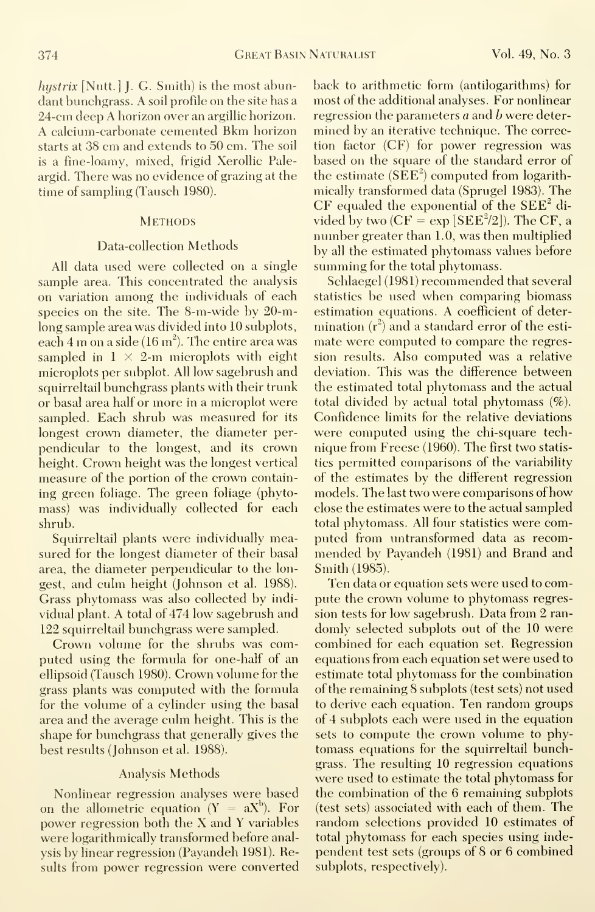*hystrix* [Nutt.] J. G. Smith) is the most abundant bunchgrass. A soil profile on the site has a 24-cm deep A horizon over an argillic horizon. A calcium-carbonate cemented Bkm horizon starts at 38 cm and extends to 50 cm. The soil is a fine-loamy, mixed, frigid Xerollic Paleargid. There was no evidence of grazing at the time of sampling (Tausch 1980).

## Methods

### Data-collection Methods

All data used were collected on a single sample area. This concentrated the analysis on variation among the individuals of each species on the site. The 8-m-wide by 20-m-long sample area was divided into 10 subplots, each 4 m on a side (16 $m^2$). The entire area was sampled in $1 \times 2$-m microplots with eight microplots per subplot. All low sagebrush and squirreltail bunchgrass plants with their trunk or basal area half or more in a microplot were sampled. Each shrub was measured for its longest crown diameter, the diameter perpendicular to the longest, and its crown height. Crown height was the longest vertical measure of the portion of the crown containing green foliage. The green foliage (phytomass) was individually collected for each shrub.

Squirreltail plants were individually measured for the longest diameter of their basal area, the diameter perpendicular to the longest, and culm height (Johnson et al. 1988). Grass phytomass was also collected by individual plant. A total of 474 low sagebrush and 122 squirreltail bunchgrass were sampled.

Crown volume for the shrubs was computed using the formula for one-half of an ellipsoid (Tausch 1980). Crown volume for the grass plants was computed with the formula for the volume of a cylinder using the basal area and the average culm height. This is the shape for bunchgrass that generally gives the best results (Johnson et al. 1988).

### Analysis Methods

Nonlinear regression analyses were based on the allometric equation ($Y = aX^b$). For power regression both the X and Y variables were logarithmically transformed before analysis by linear regression (Payandeh 1981). Results from power regression were converted back to arithmetic form (antilogarithms) for most of the additional analyses. For nonlinear regression the parameters $a$ and $b$ were determined by an iterative technique. The correction factor (CF) for power regression was based on the square of the standard error of the estimate ($SEE^2$) computed from logarithmically transformed data (Sprugel 1983). The CF equaled the exponential of the $SEE^2$ divided by two ($CF = \exp[SEE^2/2]$). The CF, a number greater than 1.0, was then multiplied by all the estimated phytomass values before summing for the total phytomass.

Schlaegel (1981) recommended that several statistics be used when comparing biomass estimation equations. A coefficient of determination ($r^2$) and a standard error of the estimate were computed to compare the regression results. Also computed was a relative deviation. This was the difference between the estimated total phytomass and the actual total divided by actual total phytomass (%). Confidence limits for the relative deviations were computed using the chi-square technique from Freese (1960). The first two statistics permitted comparisons of the variability of the estimates by the different regression models. The last two were comparisons of how close the estimates were to the actual sampled total phytomass. All four statistics were computed from untransformed data as recommended by Payandeh (1981) and Brand and Smith (1985).

Ten data or equation sets were used to compute the crown volume to phytomass regression tests for low sagebrush. Data from 2 randomly selected subplots out of the 10 were combined for each equation set. Regression equations from each equation set were used to estimate total phytomass for the combination of the remaining 8 subplots (test sets) not used to derive each equation. Ten random groups of 4 subplots each were used in the equation sets to compute the crown volume to phytomass equations for the squirreltail bunchgrass. The resulting 10 regression equations were used to estimate the total phytomass for the combination of the 6 remaining subplots (test sets) associated with each of them. The random selections provided 10 estimates of total phytomass for each species using independent test sets (groups of 8 or 6 combined subplots, respectively).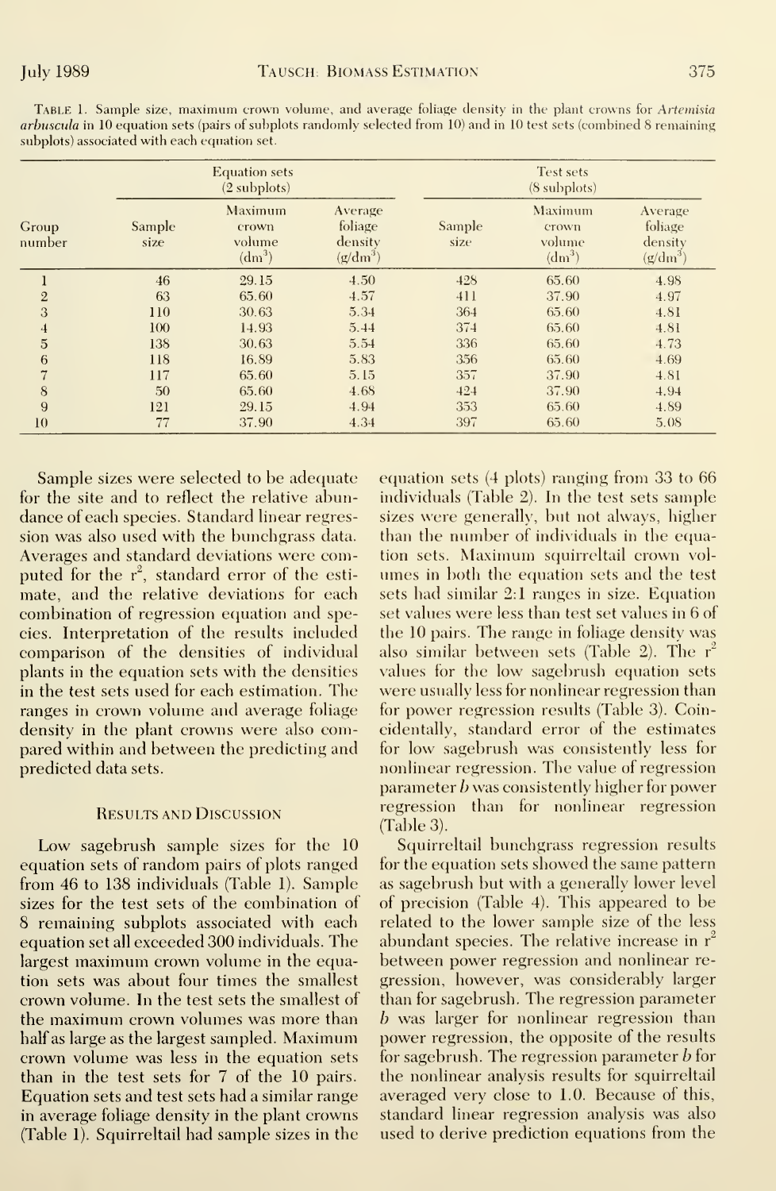TABLE 1. Sample size, maximum crown volume, and average foliage density in the plant crowns for *Artemisia arbuscula* in 10 equation sets (pairs of subplots randomly selected from 10) and in 10 test sets (combined 8 remaining subplots) associated with each equation set.

| | Equation sets (2 subplots) | | | Test sets (8 subplots) | | |
|---|---|---|---|---|---|---|
| Group number | Sample size | Maximum crown volume ($dm^3$) | Average foliage density ($g/dm^3$) | Sample size | Maximum crown volume ($dm^3$) | Average foliage density ($g/dm^3$) |
| 1 | 46 | 29.15 | 4.50 | 428 | 65.60 | 4.98 |
| 2 | 63 | 65.60 | 4.57 | 411 | 37.90 | 4.97 |
| 3 | 110 | 30.63 | 5.34 | 364 | 65.60 | 4.81 |
| 4 | 100 | 14.93 | 5.44 | 374 | 65.60 | 4.81 |
| 5 | 138 | 30.63 | 5.54 | 336 | 65.60 | 4.73 |
| 6 | 118 | 16.89 | 5.83 | 356 | 65.60 | 4.69 |
| 7 | 117 | 65.60 | 5.15 | 357 | 37.90 | 4.81 |
| 8 | 50 | 65.60 | 4.68 | 424 | 37.90 | 4.94 |
| 9 | 121 | 29.15 | 4.94 | 353 | 65.60 | 4.89 |
| 10 | 77 | 37.90 | 4.34 | 397 | 65.60 | 5.08 |

Sample sizes were selected to be adequate for the site and to reflect the relative abundance of each species. Standard linear regression was also used with the bunchgrass data. Averages and standard deviations were computed for the $r^2$, standard error of the estimate, and the relative deviations for each combination of regression equation and species. Interpretation of the results included comparison of the densities of individual plants in the equation sets with the densities in the test sets used for each estimation. The ranges in crown volume and average foliage density in the plant crowns were also compared within and between the predicting and predicted data sets.

## RESULTS AND DISCUSSION

Low sagebrush sample sizes for the 10 equation sets of random pairs of plots ranged from 46 to 138 individuals (Table 1). Sample sizes for the test sets of the combination of 8 remaining subplots associated with each equation set all exceeded 300 individuals. The largest maximum crown volume in the equation sets was about four times the smallest crown volume. In the test sets the smallest of the maximum crown volumes was more than half as large as the largest sampled. Maximum crown volume was less in the equation sets than in the test sets for 7 of the 10 pairs. Equation sets and test sets had a similar range in average foliage density in the plant crowns (Table 1). Squirreltail had sample sizes in the equation sets (4 plots) ranging from 33 to 66 individuals (Table 2). In the test sets sample sizes were generally, but not always, higher than the number of individuals in the equation sets. Maximum squirreltail crown volumes in both the equation sets and the test sets had similar 2:1 ranges in size. Equation set values were less than test set values in 6 of the 10 pairs. The range in foliage density was also similar between sets (Table 2). The $r^2$ values for the low sagebrush equation sets were usually less for nonlinear regression than for power regression results (Table 3). Coincidentally, standard error of the estimates for low sagebrush was consistently less for nonlinear regression. The value of regression parameter $b$ was consistently higher for power regression than for nonlinear regression (Table 3).

Squirreltail bunchgrass regression results for the equation sets showed the same pattern as sagebrush but with a generally lower level of precision (Table 4). This appeared to be related to the lower sample size of the less abundant species. The relative increase in $r^2$ between power regression and nonlinear regression, however, was considerably larger than for sagebrush. The regression parameter $b$ was larger for nonlinear regression than power regression, the opposite of the results for sagebrush. The regression parameter $b$ for the nonlinear analysis results for squirreltail averaged very close to 1.0. Because of this, standard linear regression analysis was also used to derive prediction equations from the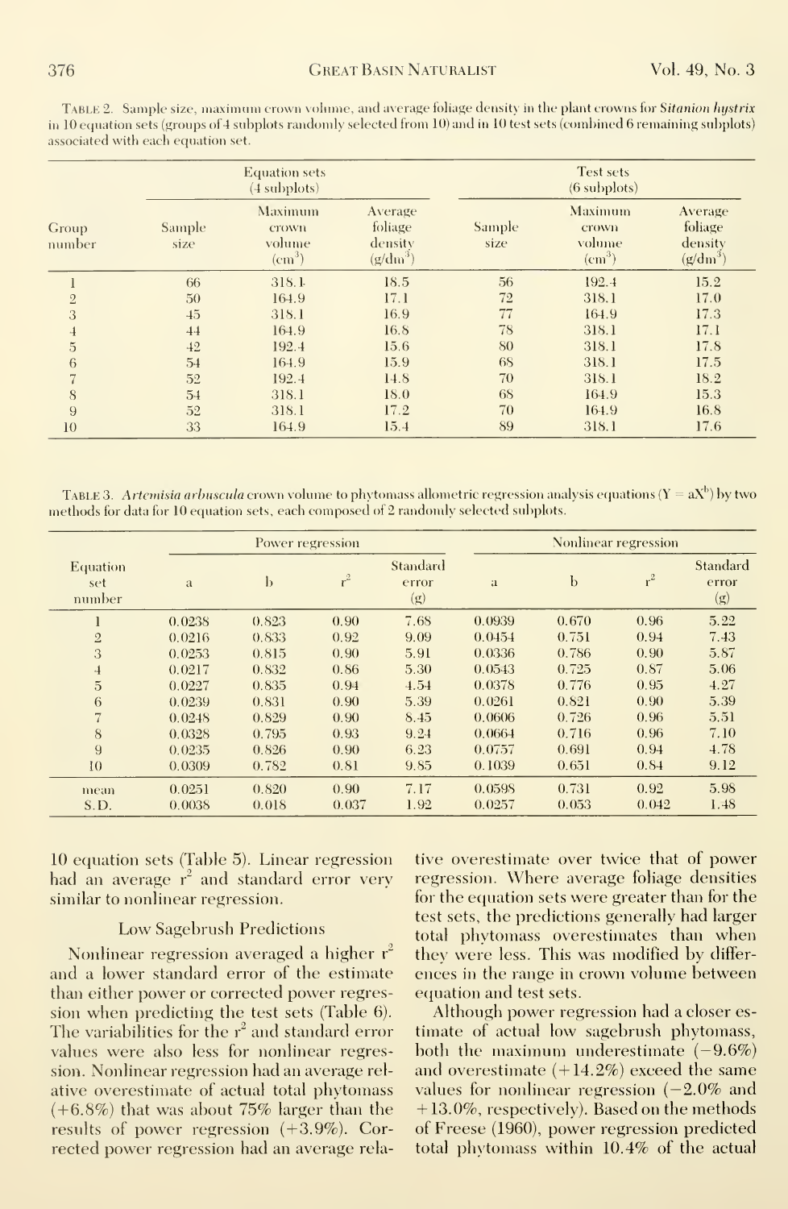TABLE 2. Sample size, maximum crown volume, and average foliage density in the plant crowns for *Sitanion hystrix* in 10 equation sets (groups of 4 subplots randomly selected from 10) and in 10 test sets (combined 6 remaining subplots) associated with each equation set.

| Group number | Equation sets (4 subplots) | | | Test sets (6 subplots) | | |
|---|---|---|---|---|---|---|
| | Sample size | Maximum crown volume ($cm^3$) | Average foliage density ($g/dm^3$) | Sample size | Maximum crown volume ($cm^3$) | Average foliage density ($g/dm^3$) |
| 1 | 66 | 318.1 | 18.5 | 56 | 192.4 | 15.2 |
| 2 | 50 | 164.9 | 17.1 | 72 | 318.1 | 17.0 |
| 3 | 45 | 318.1 | 16.9 | 77 | 164.9 | 17.3 |
| 4 | 44 | 164.9 | 16.8 | 78 | 318.1 | 17.1 |
| 5 | 42 | 192.4 | 15.6 | 80 | 318.1 | 17.8 |
| 6 | 54 | 164.9 | 15.9 | 68 | 318.1 | 17.5 |
| 7 | 52 | 192.4 | 14.8 | 70 | 318.1 | 18.2 |
| 8 | 54 | 318.1 | 18.0 | 68 | 164.9 | 15.3 |
| 9 | 52 | 318.1 | 17.2 | 70 | 164.9 | 16.8 |
| 10 | 33 | 164.9 | 15.4 | 89 | 318.1 | 17.6 |

TABLE 3. *Artemisia arbuscula* crown volume to phytomass allometric regression analysis equations ($Y = aX^b$) by two methods for data for 10 equation sets, each composed of 2 randomly selected subplots.

| Equation set number | Power regression | | | | Nonlinear regression | | | |
|---|---|---|---|---|---|---|---|---|
| | a | b | $r^2$ | Standard error (g) | a | b | $r^2$ | Standard error (g) |
| 1 | 0.0238 | 0.823 | 0.90 | 7.68 | 0.0939 | 0.670 | 0.96 | 5.22 |
| 2 | 0.0216 | 0.833 | 0.92 | 9.09 | 0.0454 | 0.751 | 0.94 | 7.43 |
| 3 | 0.0253 | 0.815 | 0.90 | 5.91 | 0.0336 | 0.786 | 0.90 | 5.87 |
| 4 | 0.0217 | 0.832 | 0.86 | 5.30 | 0.0543 | 0.725 | 0.87 | 5.06 |
| 5 | 0.0227 | 0.835 | 0.94 | 4.54 | 0.0378 | 0.776 | 0.95 | 4.27 |
| 6 | 0.0239 | 0.831 | 0.90 | 5.39 | 0.0261 | 0.821 | 0.90 | 5.39 |
| 7 | 0.0248 | 0.829 | 0.90 | 8.45 | 0.0606 | 0.726 | 0.96 | 5.51 |
| 8 | 0.0328 | 0.795 | 0.93 | 9.24 | 0.0664 | 0.716 | 0.96 | 7.10 |
| 9 | 0.0235 | 0.826 | 0.90 | 6.23 | 0.0757 | 0.691 | 0.94 | 4.78 |
| 10 | 0.0309 | 0.782 | 0.81 | 9.85 | 0.1039 | 0.651 | 0.84 | 9.12 |
| mean | 0.0251 | 0.820 | 0.90 | 7.17 | 0.0598 | 0.731 | 0.92 | 5.98 |
| S.D. | 0.0038 | 0.018 | 0.037 | 1.92 | 0.0257 | 0.053 | 0.042 | 1.48 |

10 equation sets (Table 5). Linear regression had an average $r^2$ and standard error very similar to nonlinear regression.

### Low Sagebrush Predictions

Nonlinear regression averaged a higher $r^2$ and a lower standard error of the estimate than either power or corrected power regression when predicting the test sets (Table 6). The variabilities for the $r^2$ and standard error values were also less for nonlinear regression. Nonlinear regression had an average relative overestimate of actual total phytomass (+6.8%) that was about 75% larger than the results of power regression (+3.9%). Corrected power regression had an average relative overestimate over twice that of power regression. Where average foliage densities for the equation sets were greater than for the test sets, the predictions generally had larger total phytomass overestimates than when they were less. This was modified by differences in the range in crown volume between equation and test sets.

Although power regression had a closer estimate of actual low sagebrush phytomass, both the maximum underestimate (−9.6%) and overestimate (+14.2%) exceed the same values for nonlinear regression (−2.0% and +13.0%, respectively). Based on the methods of Freese (1960), power regression predicted total phytomass within 10.4% of the actual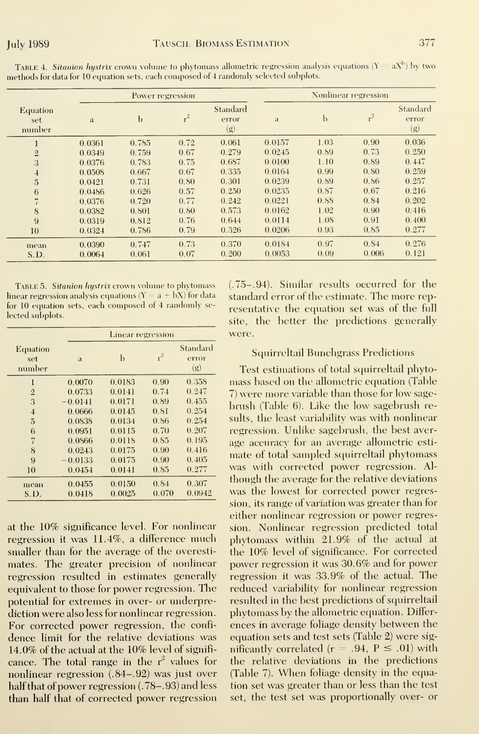Table 4. *Sitanion hystrix* crown volume to phytomass allometric regression analysis equations ($Y = aX^b$) by two methods for data for 10 equation sets, each composed of 4 randomly selected subplots.

| Equation set number | Power regression | | | | Nonlinear regression | | | |
|---|---|---|---|---|---|---|---|---|
| | a | b | $r^2$ | Standard error (g) | a | b | $r^2$ | Standard error (g) |
| 1 | 0.0361 | 0.785 | 0.72 | 0.061 | 0.0157 | 1.03 | 0.90 | 0.036 |
| 2 | 0.0349 | 0.759 | 0.67 | 0.279 | 0.0245 | 0.89 | 0.73 | 0.250 |
| 3 | 0.0376 | 0.783 | 0.75 | 0.687 | 0.0100 | 1.10 | 0.89 | 0.447 |
| 4 | 0.0508 | 0.667 | 0.67 | 0.335 | 0.0164 | 0.99 | 0.80 | 0.259 |
| 5 | 0.0421 | 0.731 | 0.80 | 0.301 | 0.0239 | 0.89 | 0.86 | 0.257 |
| 6 | 0.0486 | 0.626 | 0.57 | 0.250 | 0.0235 | 0.87 | 0.67 | 0.216 |
| 7 | 0.0376 | 0.720 | 0.77 | 0.242 | 0.0221 | 0.88 | 0.84 | 0.202 |
| 8 | 0.0382 | 0.801 | 0.80 | 0.573 | 0.0162 | 1.02 | 0.90 | 0.416 |
| 9 | 0.0319 | 0.812 | 0.76 | 0.644 | 0.0114 | 1.08 | 0.91 | 0.400 |
| 10 | 0.0324 | 0.786 | 0.79 | 0.326 | 0.0206 | 0.93 | 0.85 | 0.277 |
| mean | 0.0390 | 0.747 | 0.73 | 0.370 | 0.0184 | 0.97 | 0.84 | 0.276 |
| S.D. | 0.0064 | 0.061 | 0.07 | 0.200 | 0.0053 | 0.09 | 0.006 | 0.121 |

Table 5. *Sitanion hystrix* crown volume to phytomass linear regression analysis equations ($Y = a + bX$) for data for 10 equation sets, each composed of 4 randomly selected subplots.

| Equation set number | Linear regression | | | |
|---|---|---|---|---|
| | a | b | $r^2$ | Standard error (g) |
| 1 | 0.0070 | 0.0183 | 0.90 | 0.358 |
| 2 | 0.0733 | 0.0141 | 0.74 | 0.247 |
| 3 | −0.0141 | 0.0171 | 0.89 | 0.455 |
| 4 | 0.0666 | 0.0145 | 0.81 | 0.254 |
| 5 | 0.0838 | 0.0134 | 0.86 | 0.254 |
| 6 | 0.0951 | 0.0115 | 0.70 | 0.207 |
| 7 | 0.0866 | 0.0118 | 0.85 | 0.195 |
| 8 | 0.0243 | 0.0175 | 0.90 | 0.416 |
| 9 | −0.0133 | 0.0175 | 0.90 | 0.405 |
| 10 | 0.0454 | 0.0141 | 0.85 | 0.277 |
| mean | 0.0455 | 0.0150 | 0.84 | 0.307 |
| S.D. | 0.0418 | 0.0025 | 0.070 | 0.0942 |

at the 10% significance level. For nonlinear regression it was 11.4%, a difference much smaller than for the average of the overestimates. The greater precision of nonlinear regression resulted in estimates generally equivalent to those for power regression. The potential for extremes in over- or underprediction were also less for nonlinear regression. For corrected power regression, the confidence limit for the relative deviations was 14.0% of the actual at the 10% level of significance. The total range in the $r^2$ values for nonlinear regression (.84–.92) was just over half that of power regression (.78–.93) and less than half that of corrected power regression (.75–.94). Similar results occurred for the standard error of the estimate. The more representative the equation set was of the full site, the better the predictions generally were.

## Squirreltail Bunchgrass Predictions

Test estimations of total squirreltail phytomass based on the allometric equation (Table 7) were more variable than those for low sagebrush (Table 6). Like the low sagebrush results, the least variability was with nonlinear regression. Unlike sagebrush, the best average accuracy for an average allometric estimate of total sampled squirreltail phytomass was with corrected power regression. Although the average for the relative deviations was the lowest for corrected power regression, its range of variation was greater than for either nonlinear regression or power regression. Nonlinear regression predicted total phytomass within 21.9% of the actual at the 10% level of significance. For corrected power regression it was 30.6% and for power regression it was 33.9% of the actual. The reduced variability for nonlinear regression resulted in the best predictions of squirreltail phytomass by the allometric equation. Differences in average foliage density between the equation sets and test sets (Table 2) were significantly correlated ($r = .94$, $P \leq .01$) with the relative deviations in the predictions (Table 7). When foliage density in the equation set was greater than or less than the test set, the test set was proportionally over- or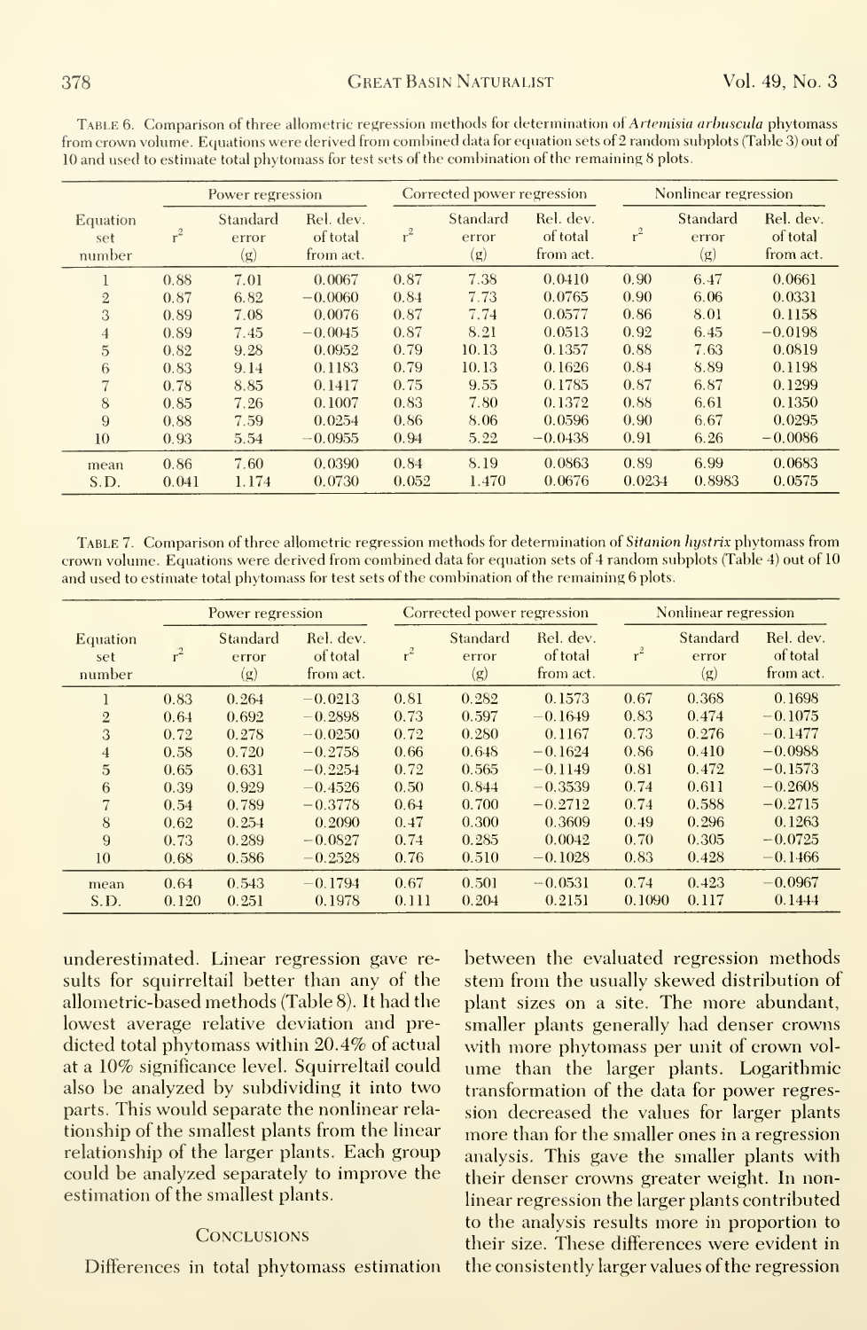Table 6. Comparison of three allometric regression methods for determination of *Artemisia arbuscula* phytomass from crown volume. Equations were derived from combined data for equation sets of 2 random subplots (Table 3) out of 10 and used to estimate total phytomass for test sets of the combination of the remaining 8 plots.

| | Power regression | | | Corrected power regression | | | Nonlinear regression | | |
|---|---|---|---|---|---|---|---|---|---|
| Equation set number | $r^2$ | Standard error (g) | Rel. dev. of total from act. | $r^2$ | Standard error (g) | Rel. dev. of total from act. | $r^2$ | Standard error (g) | Rel. dev. of total from act. |
| 1 | 0.88 | 7.01 | 0.0067 | 0.87 | 7.38 | 0.0410 | 0.90 | 6.47 | 0.0661 |
| 2 | 0.87 | 6.82 | −0.0060 | 0.84 | 7.73 | 0.0765 | 0.90 | 6.06 | 0.0331 |
| 3 | 0.89 | 7.08 | 0.0076 | 0.87 | 7.74 | 0.0577 | 0.86 | 8.01 | 0.1158 |
| 4 | 0.89 | 7.45 | −0.0045 | 0.87 | 8.21 | 0.0513 | 0.92 | 6.45 | −0.0198 |
| 5 | 0.82 | 9.28 | 0.0952 | 0.79 | 10.13 | 0.1357 | 0.88 | 7.63 | 0.0819 |
| 6 | 0.83 | 9.14 | 0.1183 | 0.79 | 10.13 | 0.1626 | 0.84 | 8.89 | 0.1198 |
| 7 | 0.78 | 8.85 | 0.1417 | 0.75 | 9.55 | 0.1785 | 0.87 | 6.87 | 0.1299 |
| 8 | 0.85 | 7.26 | 0.1007 | 0.83 | 7.80 | 0.1372 | 0.88 | 6.61 | 0.1350 |
| 9 | 0.88 | 7.59 | 0.0254 | 0.86 | 8.06 | 0.0596 | 0.90 | 6.67 | 0.0295 |
| 10 | 0.93 | 5.54 | −0.0955 | 0.94 | 5.22 | −0.0438 | 0.91 | 6.26 | −0.0086 |
| mean | 0.86 | 7.60 | 0.0390 | 0.84 | 8.19 | 0.0863 | 0.89 | 6.99 | 0.0683 |
| S.D. | 0.041 | 1.174 | 0.0730 | 0.052 | 1.470 | 0.0676 | 0.0234 | 0.8983 | 0.0575 |

Table 7. Comparison of three allometric regression methods for determination of *Sitanion hystrix* phytomass from crown volume. Equations were derived from combined data for equation sets of 4 random subplots (Table 4) out of 10 and used to estimate total phytomass for test sets of the combination of the remaining 6 plots.

| | Power regression | | | Corrected power regression | | | Nonlinear regression | | |
|---|---|---|---|---|---|---|---|---|---|
| Equation set number | $r^2$ | Standard error (g) | Rel. dev. of total from act. | $r^2$ | Standard error (g) | Rel. dev. of total from act. | $r^2$ | Standard error (g) | Rel. dev. of total from act. |
| 1 | 0.83 | 0.264 | −0.0213 | 0.81 | 0.282 | 0.1573 | 0.67 | 0.368 | 0.1698 |
| 2 | 0.64 | 0.692 | −0.2898 | 0.73 | 0.597 | −0.1649 | 0.83 | 0.474 | −0.1075 |
| 3 | 0.72 | 0.278 | −0.0250 | 0.72 | 0.280 | 0.1167 | 0.73 | 0.276 | −0.1477 |
| 4 | 0.58 | 0.720 | −0.2758 | 0.66 | 0.648 | −0.1624 | 0.86 | 0.410 | −0.0988 |
| 5 | 0.65 | 0.631 | −0.2254 | 0.72 | 0.565 | −0.1149 | 0.81 | 0.472 | −0.1573 |
| 6 | 0.39 | 0.929 | −0.4526 | 0.50 | 0.844 | −0.3539 | 0.74 | 0.611 | −0.2608 |
| 7 | 0.54 | 0.789 | −0.3778 | 0.64 | 0.700 | −0.2712 | 0.74 | 0.588 | −0.2715 |
| 8 | 0.62 | 0.254 | 0.2090 | 0.47 | 0.300 | 0.3609 | 0.49 | 0.296 | 0.1263 |
| 9 | 0.73 | 0.289 | −0.0827 | 0.74 | 0.285 | 0.0042 | 0.70 | 0.305 | −0.0725 |
| 10 | 0.68 | 0.586 | −0.2528 | 0.76 | 0.510 | −0.1028 | 0.83 | 0.428 | −0.1466 |
| mean | 0.64 | 0.543 | −0.1794 | 0.67 | 0.501 | −0.0531 | 0.74 | 0.423 | −0.0967 |
| S.D. | 0.120 | 0.251 | 0.1978 | 0.111 | 0.204 | 0.2151 | 0.1090 | 0.117 | 0.1444 |

underestimated. Linear regression gave results for squirreltail better than any of the allometric-based methods (Table 8). It had the lowest average relative deviation and predicted total phytomass within 20.4% of actual at a 10% significance level. Squirreltail could also be analyzed by subdividing it into two parts. This would separate the nonlinear relationship of the smallest plants from the linear relationship of the larger plants. Each group could be analyzed separately to improve the estimation of the smallest plants.

## Conclusions

Differences in total phytomass estimation between the evaluated regression methods stem from the usually skewed distribution of plant sizes on a site. The more abundant, smaller plants generally had denser crowns with more phytomass per unit of crown volume than the larger plants. Logarithmic transformation of the data for power regression decreased the values for larger plants more than for the smaller ones in a regression analysis. This gave the smaller plants with their denser crowns greater weight. In nonlinear regression the larger plants contributed to the analysis results more in proportion to their size. These differences were evident in the consistently larger values of the regression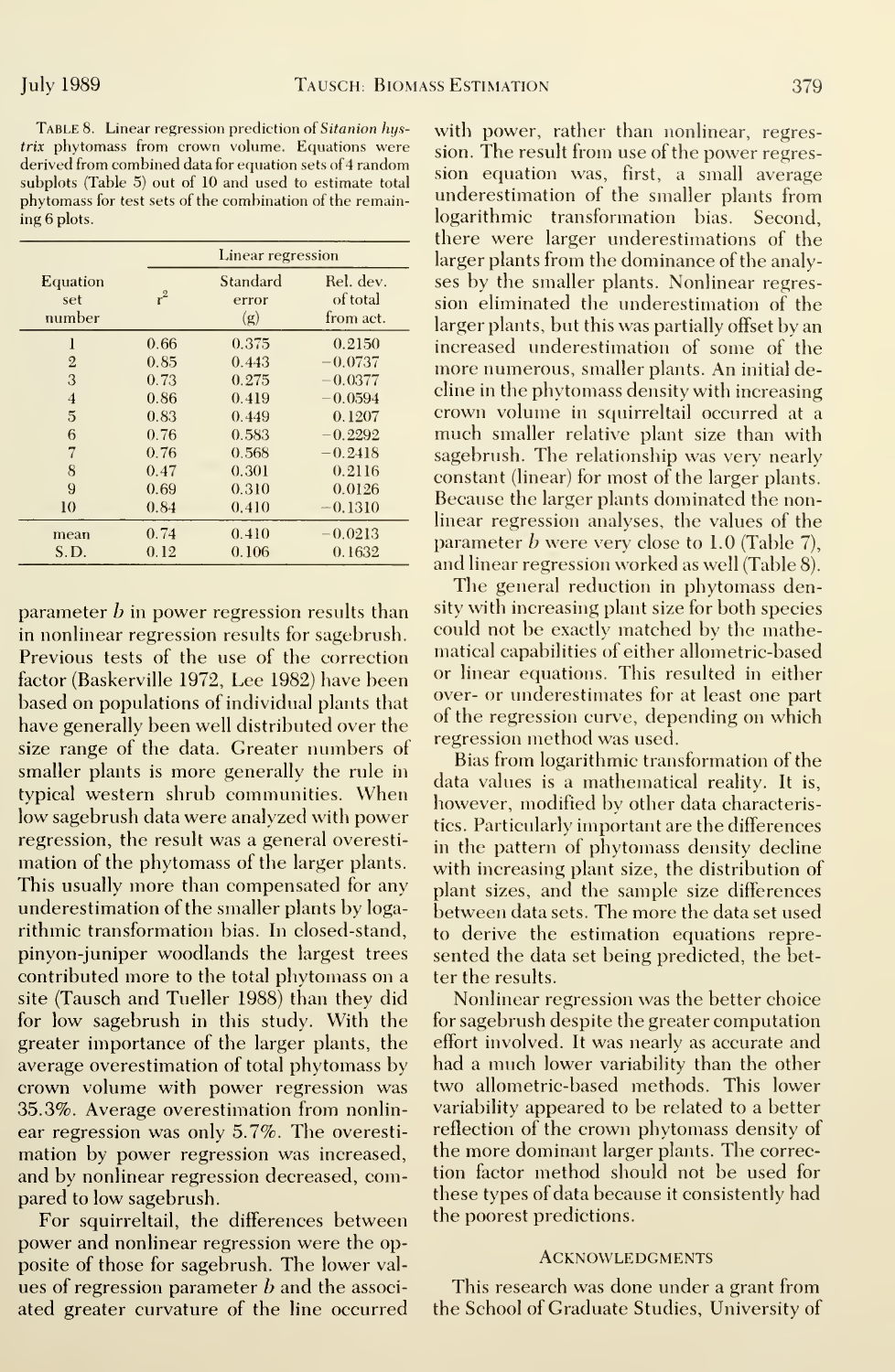TABLE 8. Linear regression prediction of *Sitanion hystrix* phytomass from crown volume. Equations were derived from combined data for equation sets of 4 random subplots (Table 5) out of 10 and used to estimate total phytomass for test sets of the combination of the remaining 6 plots.

| Equation set number | Linear regression | | |
|---|---|---|---|
| | $r^2$ | Standard error (g) | Rel. dev. of total from act. |
| 1 | 0.66 | 0.375 | 0.2150 |
| 2 | 0.85 | 0.443 | −0.0737 |
| 3 | 0.73 | 0.275 | −0.0377 |
| 4 | 0.86 | 0.419 | −0.0594 |
| 5 | 0.83 | 0.449 | 0.1207 |
| 6 | 0.76 | 0.583 | −0.2292 |
| 7 | 0.76 | 0.568 | −0.2418 |
| 8 | 0.47 | 0.301 | 0.2116 |
| 9 | 0.69 | 0.310 | 0.0126 |
| 10 | 0.84 | 0.410 | −0.1310 |
| mean | 0.74 | 0.410 | −0.0213 |
| S.D. | 0.12 | 0.106 | 0.1632 |

parameter $b$ in power regression results than in nonlinear regression results for sagebrush. Previous tests of the use of the correction factor (Baskerville 1972, Lee 1982) have been based on populations of individual plants that have generally been well distributed over the size range of the data. Greater numbers of smaller plants is more generally the rule in typical western shrub communities. When low sagebrush data were analyzed with power regression, the result was a general overestimation of the phytomass of the larger plants. This usually more than compensated for any underestimation of the smaller plants by logarithmic transformation bias. In closed-stand, pinyon-juniper woodlands the largest trees contributed more to the total phytomass on a site (Tausch and Tueller 1988) than they did for low sagebrush in this study. With the greater importance of the larger plants, the average overestimation of total phytomass by crown volume with power regression was 35.3%. Average overestimation from nonlinear regression was only 5.7%. The overestimation by power regression was increased, and by nonlinear regression decreased, compared to low sagebrush.

For squirreltail, the differences between power and nonlinear regression were the opposite of those for sagebrush. The lower values of regression parameter $b$ and the associated greater curvature of the line occurred with power, rather than nonlinear, regression. The result from use of the power regression equation was, first, a small average underestimation of the smaller plants from logarithmic transformation bias. Second, there were larger underestimations of the larger plants from the dominance of the analyses by the smaller plants. Nonlinear regression eliminated the underestimation of the larger plants, but this was partially offset by an increased underestimation of some of the more numerous, smaller plants. An initial decline in the phytomass density with increasing crown volume in squirreltail occurred at a much smaller relative plant size than with sagebrush. The relationship was very nearly constant (linear) for most of the larger plants. Because the larger plants dominated the nonlinear regression analyses, the values of the parameter $b$ were very close to 1.0 (Table 7), and linear regression worked as well (Table 8).

The general reduction in phytomass density with increasing plant size for both species could not be exactly matched by the mathematical capabilities of either allometric-based or linear equations. This resulted in either over- or underestimates for at least one part of the regression curve, depending on which regression method was used.

Bias from logarithmic transformation of the data values is a mathematical reality. It is, however, modified by other data characteristics. Particularly important are the differences in the pattern of phytomass density decline with increasing plant size, the distribution of plant sizes, and the sample size differences between data sets. The more the data set used to derive the estimation equations represented the data set being predicted, the better the results.

Nonlinear regression was the better choice for sagebrush despite the greater computation effort involved. It was nearly as accurate and had a much lower variability than the other two allometric-based methods. This lower variability appeared to be related to a better reflection of the crown phytomass density of the more dominant larger plants. The correction factor method should not be used for these types of data because it consistently had the poorest predictions.

## ACKNOWLEDGMENTS

This research was done under a grant from the School of Graduate Studies, University of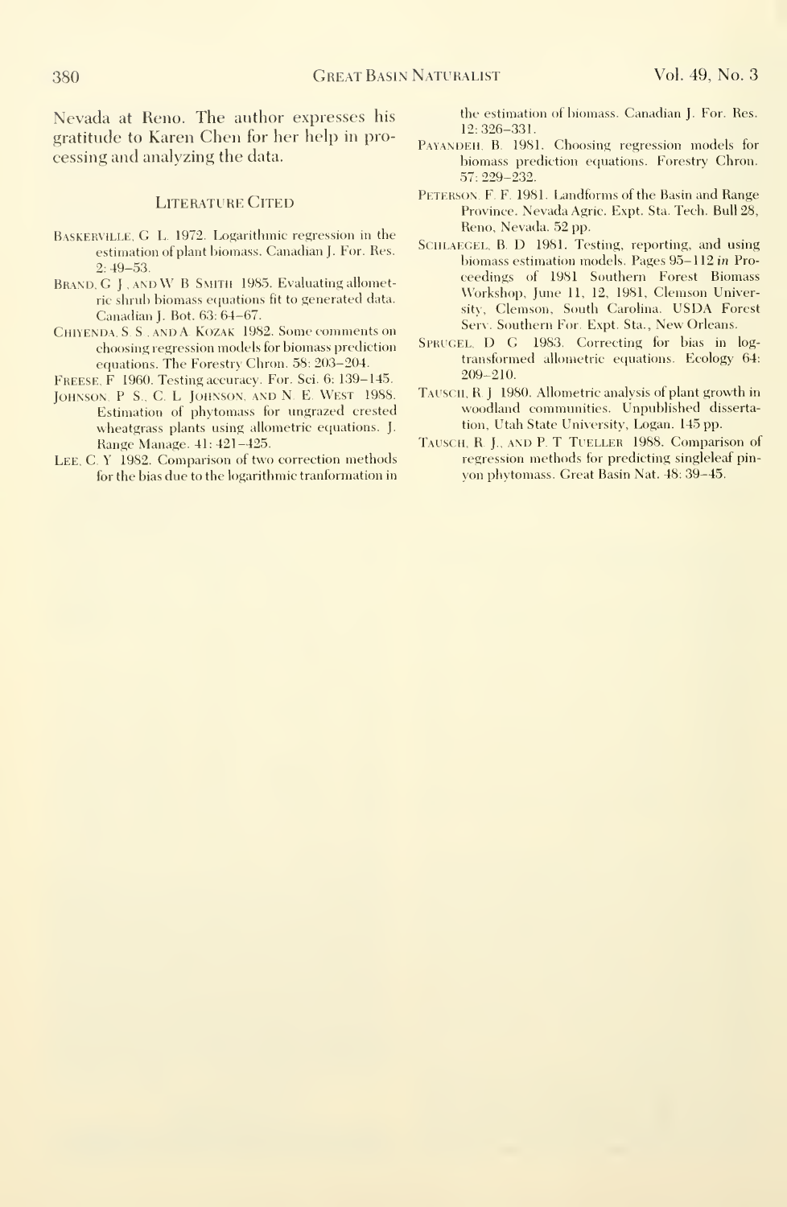Nevada at Reno. The author expresses his gratitude to Karen Chen for her help in processing and analyzing the data.

## Literature Cited

- Baskerville, G. L. 1972. Logarithmic regression in the estimation of plant biomass. Canadian J. For. Res. 2: 49–53.
- Brand, G. J., and W. B. Smith. 1985. Evaluating allometric shrub biomass equations fit to generated data. Canadian J. Bot. 63: 64–67.
- Chiyenda, S. S., and A. Kozak. 1982. Some comments on choosing regression models for biomass prediction equations. The Forestry Chron. 58: 203–204.
- Freese, F. 1960. Testing accuracy. For. Sci. 6: 139–145.
- Johnson, P. S., C. L. Johnson, and N. E. West. 1988. Estimation of phytomass for ungrazed crested wheatgrass plants using allometric equations. J. Range Manage. 41: 421–425.
- Lee, C. Y. 1982. Comparison of two correction methods for the bias due to the logarithmic tranformation in the estimation of biomass. Canadian J. For. Res. 12: 326–331.
- Payandeh, B. 1981. Choosing regression models for biomass prediction equations. Forestry Chron. 57: 229–232.
- Peterson, F. F. 1981. Landforms of the Basin and Range Province. Nevada Agric. Expt. Sta. Tech. Bull 28, Reno, Nevada. 52 pp.
- Schlaegel, B. D. 1981. Testing, reporting, and using biomass estimation models. Pages 95–112 *in* Proceedings of 1981 Southern Forest Biomass Workshop, June 11, 12, 1981, Clemson University, Clemson, South Carolina. USDA Forest Serv. Southern For. Expt. Sta., New Orleans.
- Sprugel, D. G. 1983. Correcting for bias in log-transformed allometric equations. Ecology 64: 209–210.
- Tausch, R. J. 1980. Allometric analysis of plant growth in woodland communities. Unpublished dissertation, Utah State University, Logan. 145 pp.
- Tausch, R. J., and P. T. Tueller. 1988. Comparison of regression methods for predicting singleleaf pinyon phytomass. Great Basin Nat. 48: 39–45.